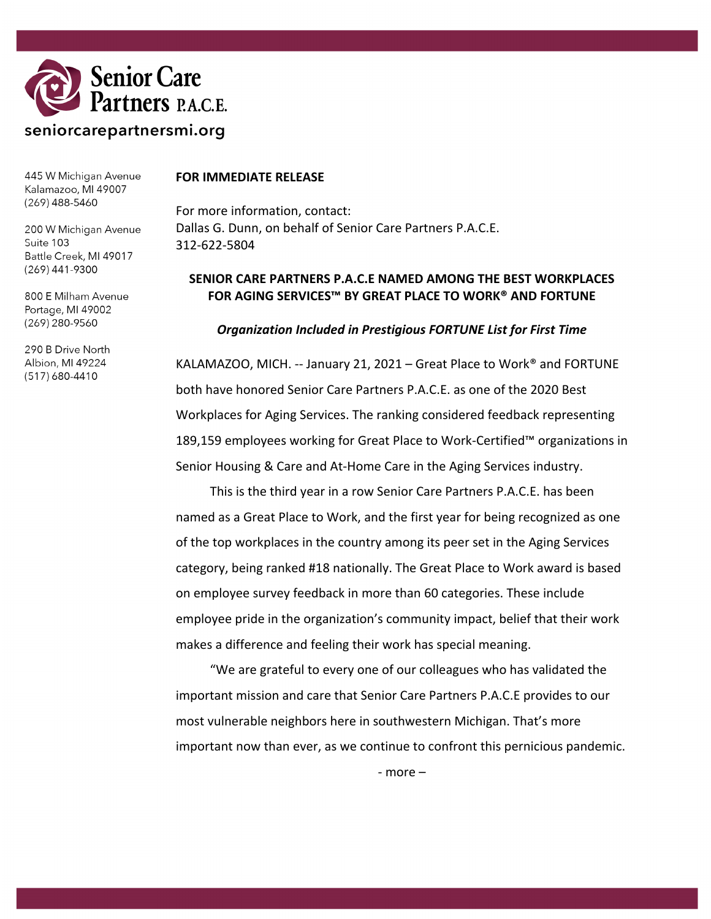Senior Care Partners P.A.C.E.

seniorcarepartnersmi.org

445 W Michigan Avenue
Kalamazoo, MI 49007
(269) 488-5460

200 W Michigan Avenue
Suite 103
Battle Creek, MI 49017
(269) 441-9300

800 E Milham Avenue
Portage, MI 49002
(269) 280-9560

290 B Drive North
Albion, MI 49224
(517) 680-4410

**FOR IMMEDIATE RELEASE**

For more information, contact:
Dallas G. Dunn, on behalf of Senior Care Partners P.A.C.E.
312-622-5804

## SENIOR CARE PARTNERS P.A.C.E NAMED AMONG THE BEST WORKPLACES FOR AGING SERVICES™ BY GREAT PLACE TO WORK® AND FORTUNE

***Organization Included in Prestigious FORTUNE List for First Time***

KALAMAZOO, MICH. -- January 21, 2021 – Great Place to Work® and FORTUNE both have honored Senior Care Partners P.A.C.E. as one of the 2020 Best Workplaces for Aging Services. The ranking considered feedback representing 189,159 employees working for Great Place to Work-Certified™ organizations in Senior Housing & Care and At-Home Care in the Aging Services industry.

This is the third year in a row Senior Care Partners P.A.C.E. has been named as a Great Place to Work, and the first year for being recognized as one of the top workplaces in the country among its peer set in the Aging Services category, being ranked #18 nationally. The Great Place to Work award is based on employee survey feedback in more than 60 categories. These include employee pride in the organization's community impact, belief that their work makes a difference and feeling their work has special meaning.

"We are grateful to every one of our colleagues who has validated the important mission and care that Senior Care Partners P.A.C.E provides to our most vulnerable neighbors here in southwestern Michigan. That's more important now than ever, as we continue to confront this pernicious pandemic.

- more –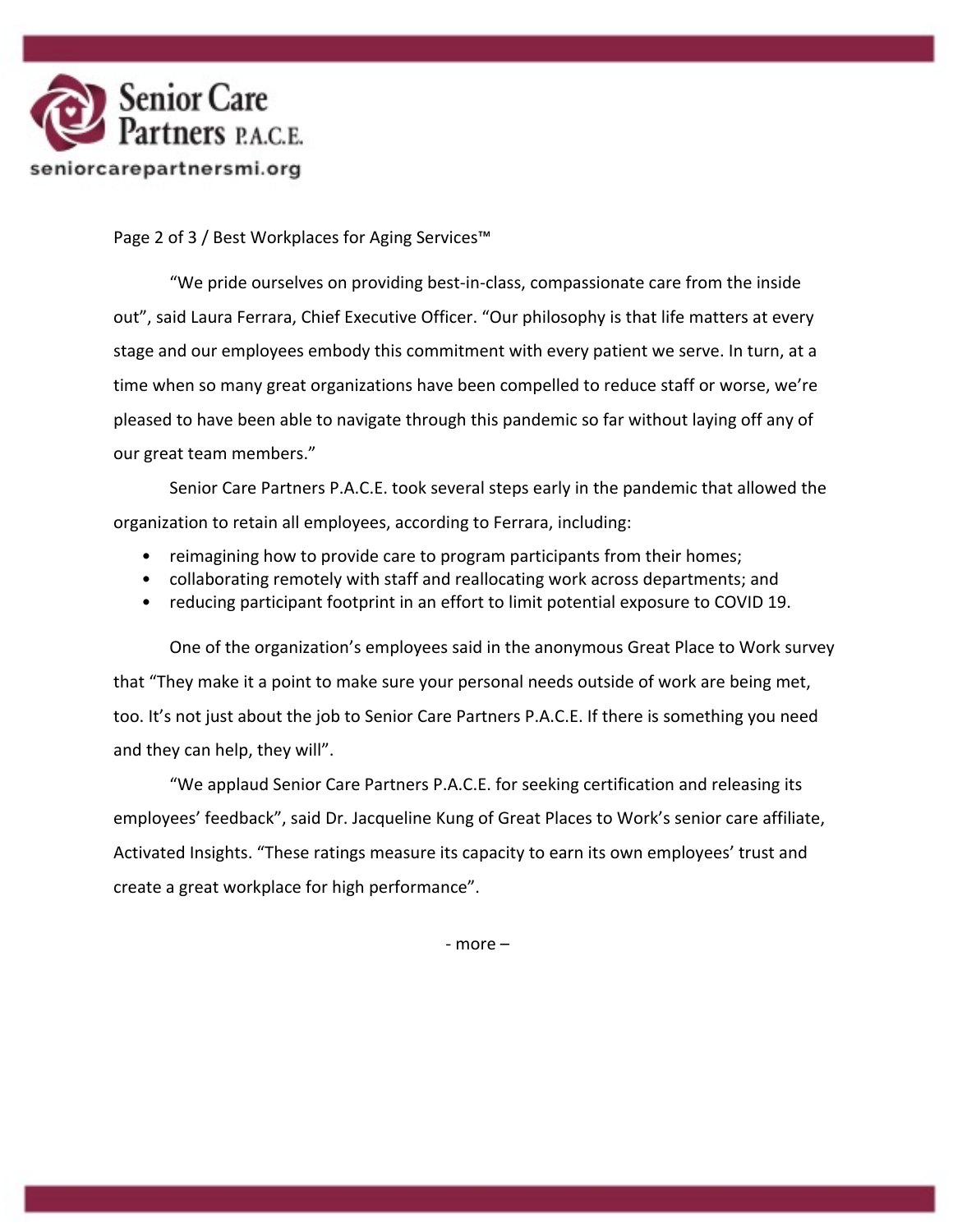“We pride ourselves on providing best-in-class, compassionate care from the inside out”, said Laura Ferrara, Chief Executive Officer. “Our philosophy is that life matters at every stage and our employees embody this commitment with every patient we serve. In turn, at a time when so many great organizations have been compelled to reduce staff or worse, we’re pleased to have been able to navigate through this pandemic so far without laying off any of our great team members.”

Senior Care Partners P.A.C.E. took several steps early in the pandemic that allowed the organization to retain all employees, according to Ferrara, including:

- reimagining how to provide care to program participants from their homes;
- collaborating remotely with staff and reallocating work across departments; and
- reducing participant footprint in an effort to limit potential exposure to COVID 19.

One of the organization’s employees said in the anonymous Great Place to Work survey that “They make it a point to make sure your personal needs outside of work are being met, too. It’s not just about the job to Senior Care Partners P.A.C.E. If there is something you need and they can help, they will”.

“We applaud Senior Care Partners P.A.C.E. for seeking certification and releasing its employees’ feedback”, said Dr. Jacqueline Kung of Great Places to Work’s senior care affiliate, Activated Insights. “These ratings measure its capacity to earn its own employees’ trust and create a great workplace for high performance”.

- more –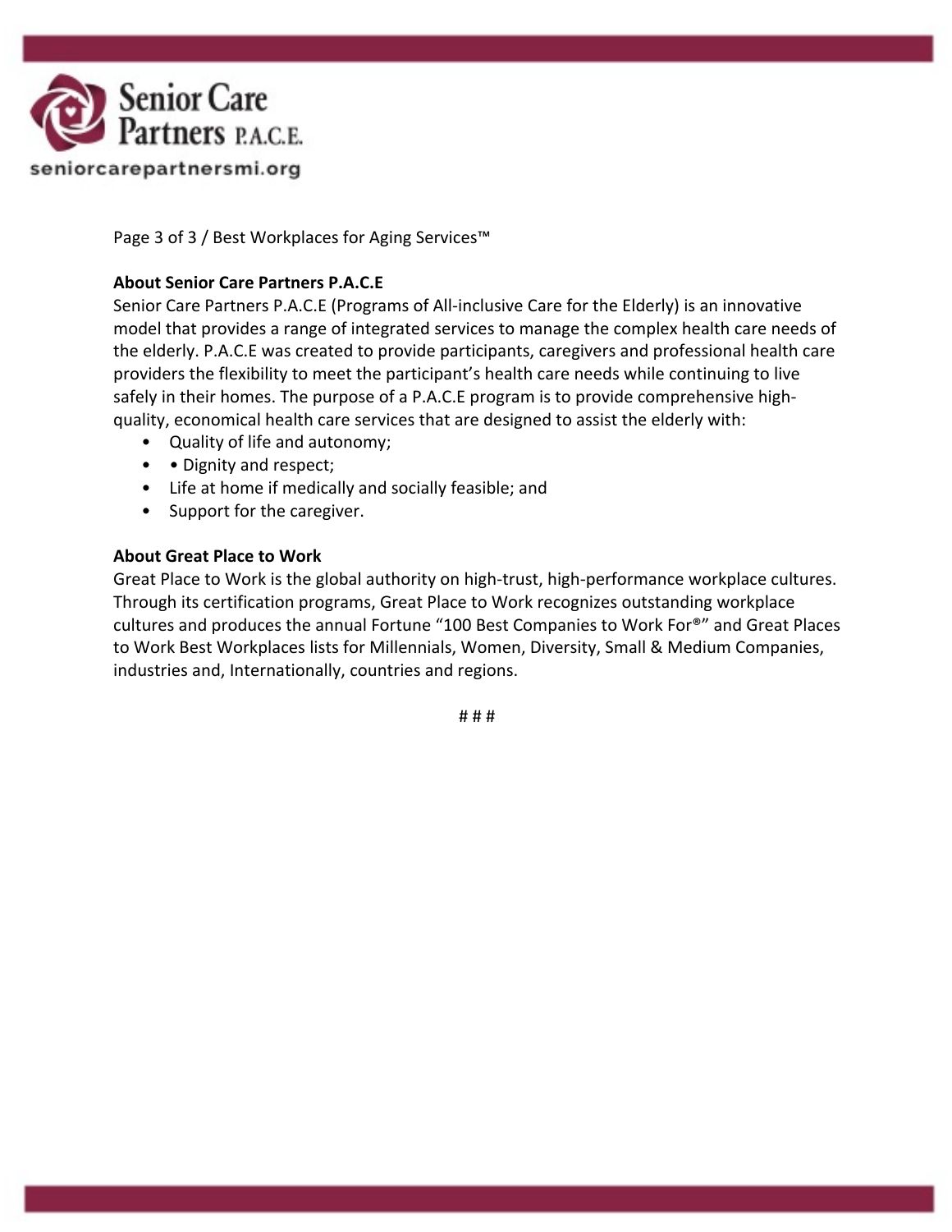**About Senior Care Partners P.A.C.E**

Senior Care Partners P.A.C.E (Programs of All-inclusive Care for the Elderly) is an innovative model that provides a range of integrated services to manage the complex health care needs of the elderly. P.A.C.E was created to provide participants, caregivers and professional health care providers the flexibility to meet the participant's health care needs while continuing to live safely in their homes. The purpose of a P.A.C.E program is to provide comprehensive high-quality, economical health care services that are designed to assist the elderly with:

- Quality of life and autonomy;
- • Dignity and respect;
- Life at home if medically and socially feasible; and
- Support for the caregiver.

**About Great Place to Work**

Great Place to Work is the global authority on high-trust, high-performance workplace cultures. Through its certification programs, Great Place to Work recognizes outstanding workplace cultures and produces the annual Fortune "100 Best Companies to Work For®" and Great Places to Work Best Workplaces lists for Millennials, Women, Diversity, Small & Medium Companies, industries and, Internationally, countries and regions.

# # #